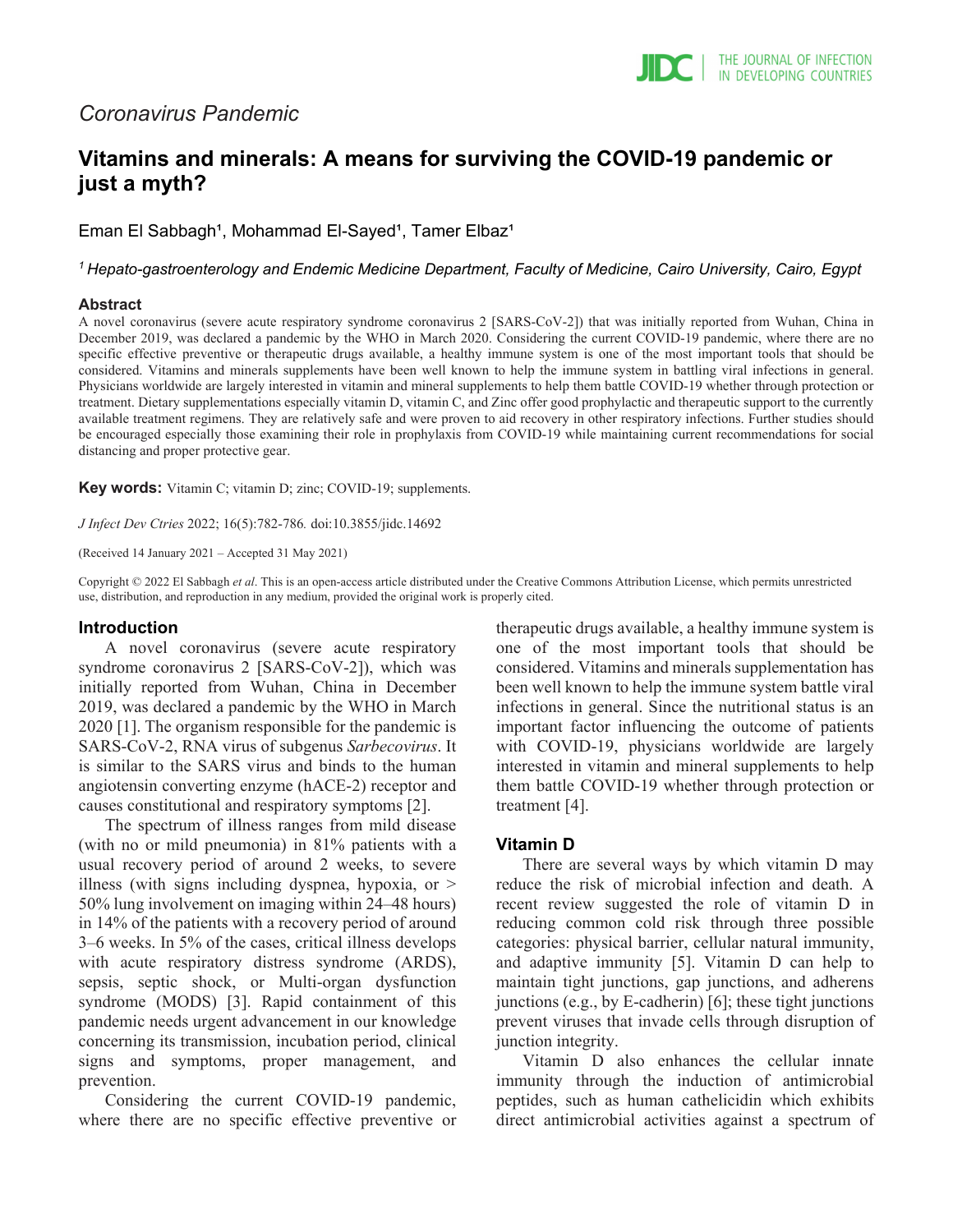Coronavirus Pandemic

# Vitamins and minerals: A means for surviving the COVID-19 pandemic or just a myth?

Eman El Sabbagh[1], Mohammad El-Sayed[1], Tamer Elbaz[1]

*[1] Hepato-gastroenterology and Endemic Medicine Department, Faculty of Medicine, Cairo University, Cairo, Egypt*

## Abstract

A novel coronavirus (severe acute respiratory syndrome coronavirus 2 [SARS-CoV-2]) that was initially reported from Wuhan, China in December 2019, was declared a pandemic by the WHO in March 2020. Considering the current COVID-19 pandemic, where there are no specific effective preventive or therapeutic drugs available, a healthy immune system is one of the most important tools that should be considered. Vitamins and minerals supplements have been well known to help the immune system in battling viral infections in general. Physicians worldwide are largely interested in vitamin and mineral supplements to help them battle COVID-19 whether through protection or treatment. Dietary supplementations especially vitamin D, vitamin C, and Zinc offer good prophylactic and therapeutic support to the currently available treatment regimens. They are relatively safe and were proven to aid recovery in other respiratory infections. Further studies should be encouraged especially those examining their role in prophylaxis from COVID-19 while maintaining current recommendations for social distancing and proper protective gear.

**Key words:** Vitamin C; vitamin D; zinc; COVID-19; supplements.

*J Infect Dev Ctries* 2022; 16(5):782-786. doi:10.3855/jidc.14692

(Received 14 January 2021 – Accepted 31 May 2021)

Copyright © 2022 El Sabbagh *et al*. This is an open-access article distributed under the Creative Commons Attribution License, which permits unrestricted use, distribution, and reproduction in any medium, provided the original work is properly cited.

## Introduction

A novel coronavirus (severe acute respiratory syndrome coronavirus 2 [SARS-CoV-2]), which was initially reported from Wuhan, China in December 2019, was declared a pandemic by the WHO in March 2020 [1]. The organism responsible for the pandemic is SARS-CoV-2, RNA virus of subgenus *Sarbecovirus*. It is similar to the SARS virus and binds to the human angiotensin converting enzyme (hACE-2) receptor and causes constitutional and respiratory symptoms [2].

The spectrum of illness ranges from mild disease (with no or mild pneumonia) in 81% patients with a usual recovery period of around 2 weeks, to severe illness (with signs including dyspnea, hypoxia, or > 50% lung involvement on imaging within 24–48 hours) in 14% of the patients with a recovery period of around 3–6 weeks. In 5% of the cases, critical illness develops with acute respiratory distress syndrome (ARDS), sepsis, septic shock, or Multi-organ dysfunction syndrome (MODS) [3]. Rapid containment of this pandemic needs urgent advancement in our knowledge concerning its transmission, incubation period, clinical signs and symptoms, proper management, and prevention.

Considering the current COVID-19 pandemic, where there are no specific effective preventive or therapeutic drugs available, a healthy immune system is one of the most important tools that should be considered. Vitamins and minerals supplementation has been well known to help the immune system battle viral infections in general. Since the nutritional status is an important factor influencing the outcome of patients with COVID-19, physicians worldwide are largely interested in vitamin and mineral supplements to help them battle COVID-19 whether through protection or treatment [4].

## Vitamin D

There are several ways by which vitamin D may reduce the risk of microbial infection and death. A recent review suggested the role of vitamin D in reducing common cold risk through three possible categories: physical barrier, cellular natural immunity, and adaptive immunity [5]. Vitamin D can help to maintain tight junctions, gap junctions, and adherens junctions (e.g., by E-cadherin) [6]; these tight junctions prevent viruses that invade cells through disruption of junction integrity.

Vitamin D also enhances the cellular innate immunity through the induction of antimicrobial peptides, such as human cathelicidin which exhibits direct antimicrobial activities against a spectrum of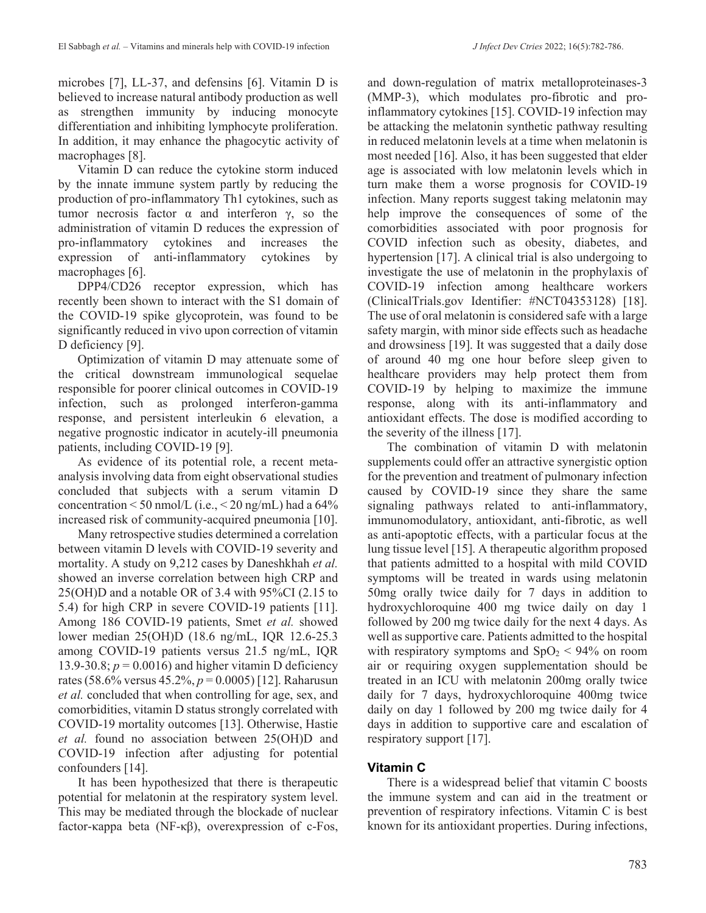microbes [7], LL-37, and defensins [6]. Vitamin D is believed to increase natural antibody production as well as strengthen immunity by inducing monocyte differentiation and inhibiting lymphocyte proliferation. In addition, it may enhance the phagocytic activity of macrophages [8].

Vitamin D can reduce the cytokine storm induced by the innate immune system partly by reducing the production of pro-inflammatory Th1 cytokines, such as tumor necrosis factor α and interferon γ, so the administration of vitamin D reduces the expression of pro-inflammatory cytokines and increases the expression of anti-inflammatory cytokines by macrophages [6].

DPP4/CD26 receptor expression, which has recently been shown to interact with the S1 domain of the COVID-19 spike glycoprotein, was found to be significantly reduced in vivo upon correction of vitamin D deficiency [9].

Optimization of vitamin D may attenuate some of the critical downstream immunological sequelae responsible for poorer clinical outcomes in COVID-19 infection, such as prolonged interferon-gamma response, and persistent interleukin 6 elevation, a negative prognostic indicator in acutely-ill pneumonia patients, including COVID-19 [9].

As evidence of its potential role, a recent meta-analysis involving data from eight observational studies concluded that subjects with a serum vitamin D concentration < 50 nmol/L (i.e., < 20 ng/mL) had a 64% increased risk of community-acquired pneumonia [10].

Many retrospective studies determined a correlation between vitamin D levels with COVID-19 severity and mortality. A study on 9,212 cases by Daneshkhah *et al.* showed an inverse correlation between high CRP and 25(OH)D and a notable OR of 3.4 with 95%CI (2.15 to 5.4) for high CRP in severe COVID-19 patients [11]. Among 186 COVID-19 patients, Smet *et al.* showed lower median 25(OH)D (18.6 ng/mL, IQR 12.6-25.3 among COVID-19 patients versus 21.5 ng/mL, IQR 13.9-30.8; $p = 0.0016$) and higher vitamin D deficiency rates (58.6% versus 45.2%, $p = 0.0005$) [12]. Raharusun *et al.* concluded that when controlling for age, sex, and comorbidities, vitamin D status strongly correlated with COVID-19 mortality outcomes [13]. Otherwise, Hastie *et al.* found no association between 25(OH)D and COVID-19 infection after adjusting for potential confounders [14].

It has been hypothesized that there is therapeutic potential for melatonin at the respiratory system level. This may be mediated through the blockade of nuclear factor-κappa beta (NF-κβ), overexpression of c-Fos, and down-regulation of matrix metalloproteinases-3 (MMP-3), which modulates pro-fibrotic and pro-inflammatory cytokines [15]. COVID-19 infection may be attacking the melatonin synthetic pathway resulting in reduced melatonin levels at a time when melatonin is most needed [16]. Also, it has been suggested that elder age is associated with low melatonin levels which in turn make them a worse prognosis for COVID-19 infection. Many reports suggest taking melatonin may help improve the consequences of some of the comorbidities associated with poor prognosis for COVID infection such as obesity, diabetes, and hypertension [17]. A clinical trial is also undergoing to investigate the use of melatonin in the prophylaxis of COVID-19 infection among healthcare workers (ClinicalTrials.gov Identifier: #NCT04353128) [18]. The use of oral melatonin is considered safe with a large safety margin, with minor side effects such as headache and drowsiness [19]. It was suggested that a daily dose of around 40 mg one hour before sleep given to healthcare providers may help protect them from COVID-19 by helping to maximize the immune response, along with its anti-inflammatory and antioxidant effects. The dose is modified according to the severity of the illness [17].

The combination of vitamin D with melatonin supplements could offer an attractive synergistic option for the prevention and treatment of pulmonary infection caused by COVID-19 since they share the same signaling pathways related to anti-inflammatory, immunomodulatory, antioxidant, anti-fibrotic, as well as anti-apoptotic effects, with a particular focus at the lung tissue level [15]. A therapeutic algorithm proposed that patients admitted to a hospital with mild COVID symptoms will be treated in wards using melatonin 50mg orally twice daily for 7 days in addition to hydroxychloroquine 400 mg twice daily on day 1 followed by 200 mg twice daily for the next 4 days. As well as supportive care. Patients admitted to the hospital with respiratory symptoms and $SpO_2 < 94\%$ on room air or requiring oxygen supplementation should be treated in an ICU with melatonin 200mg orally twice daily for 7 days, hydroxychloroquine 400mg twice daily on day 1 followed by 200 mg twice daily for 4 days in addition to supportive care and escalation of respiratory support [17].

## Vitamin C

There is a widespread belief that vitamin C boosts the immune system and can aid in the treatment or prevention of respiratory infections. Vitamin C is best known for its antioxidant properties. During infections,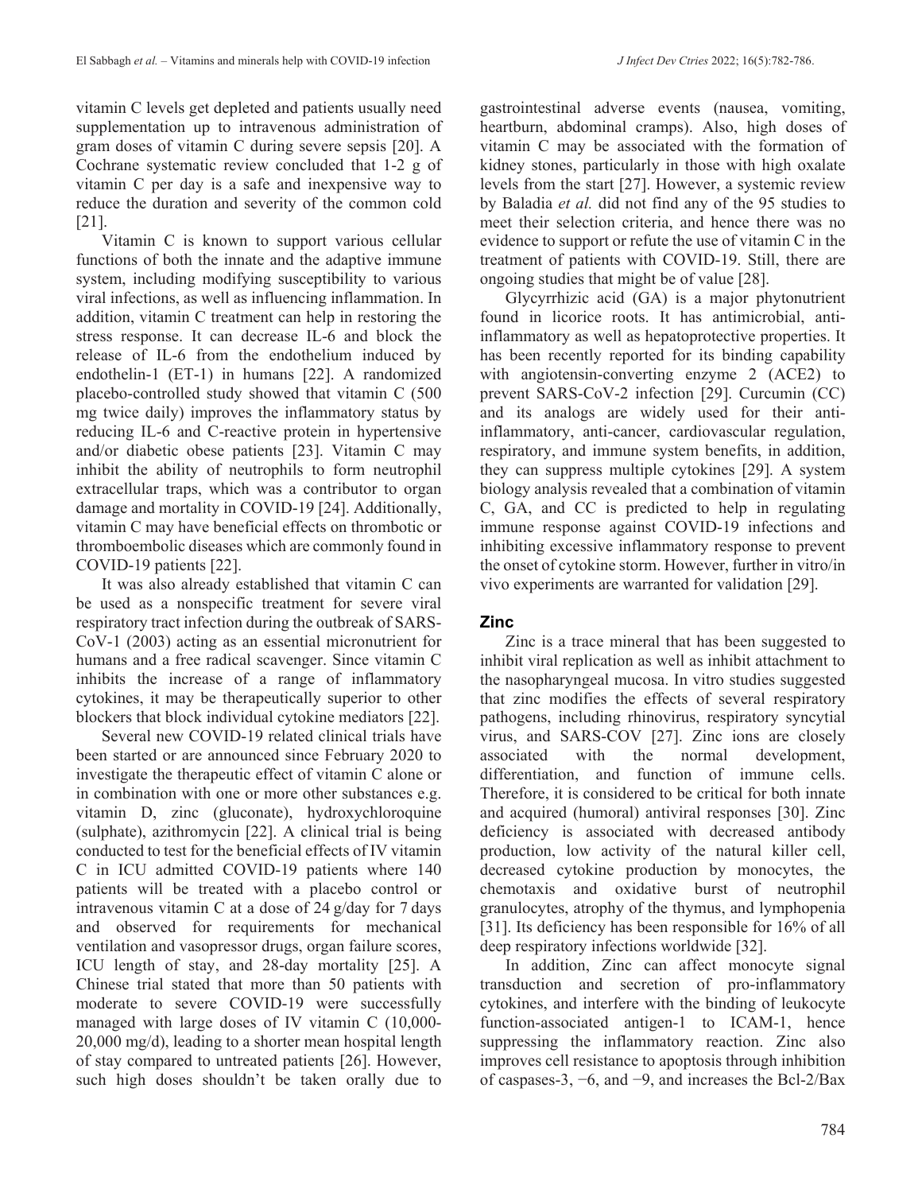vitamin C levels get depleted and patients usually need supplementation up to intravenous administration of gram doses of vitamin C during severe sepsis [20]. A Cochrane systematic review concluded that 1-2 g of vitamin C per day is a safe and inexpensive way to reduce the duration and severity of the common cold [21].

Vitamin C is known to support various cellular functions of both the innate and the adaptive immune system, including modifying susceptibility to various viral infections, as well as influencing inflammation. In addition, vitamin C treatment can help in restoring the stress response. It can decrease IL-6 and block the release of IL-6 from the endothelium induced by endothelin-1 (ET-1) in humans [22]. A randomized placebo-controlled study showed that vitamin C (500 mg twice daily) improves the inflammatory status by reducing IL-6 and C-reactive protein in hypertensive and/or diabetic obese patients [23]. Vitamin C may inhibit the ability of neutrophils to form neutrophil extracellular traps, which was a contributor to organ damage and mortality in COVID-19 [24]. Additionally, vitamin C may have beneficial effects on thrombotic or thromboembolic diseases which are commonly found in COVID-19 patients [22].

It was also already established that vitamin C can be used as a nonspecific treatment for severe viral respiratory tract infection during the outbreak of SARS-CoV-1 (2003) acting as an essential micronutrient for humans and a free radical scavenger. Since vitamin C inhibits the increase of a range of inflammatory cytokines, it may be therapeutically superior to other blockers that block individual cytokine mediators [22].

Several new COVID-19 related clinical trials have been started or are announced since February 2020 to investigate the therapeutic effect of vitamin C alone or in combination with one or more other substances e.g. vitamin D, zinc (gluconate), hydroxychloroquine (sulphate), azithromycin [22]. A clinical trial is being conducted to test for the beneficial effects of IV vitamin C in ICU admitted COVID-19 patients where 140 patients will be treated with a placebo control or intravenous vitamin C at a dose of 24 g/day for 7 days and observed for requirements for mechanical ventilation and vasopressor drugs, organ failure scores, ICU length of stay, and 28-day mortality [25]. A Chinese trial stated that more than 50 patients with moderate to severe COVID-19 were successfully managed with large doses of IV vitamin C (10,000-20,000 mg/d), leading to a shorter mean hospital length of stay compared to untreated patients [26]. However, such high doses shouldn't be taken orally due to gastrointestinal adverse events (nausea, vomiting, heartburn, abdominal cramps). Also, high doses of vitamin C may be associated with the formation of kidney stones, particularly in those with high oxalate levels from the start [27]. However, a systemic review by Baladia *et al.* did not find any of the 95 studies to meet their selection criteria, and hence there was no evidence to support or refute the use of vitamin C in the treatment of patients with COVID-19. Still, there are ongoing studies that might be of value [28].

Glycyrrhizic acid (GA) is a major phytonutrient found in licorice roots. It has antimicrobial, anti-inflammatory as well as hepatoprotective properties. It has been recently reported for its binding capability with angiotensin-converting enzyme 2 (ACE2) to prevent SARS-CoV-2 infection [29]. Curcumin (CC) and its analogs are widely used for their anti-inflammatory, anti-cancer, cardiovascular regulation, respiratory, and immune system benefits, in addition, they can suppress multiple cytokines [29]. A system biology analysis revealed that a combination of vitamin C, GA, and CC is predicted to help in regulating immune response against COVID-19 infections and inhibiting excessive inflammatory response to prevent the onset of cytokine storm. However, further in vitro/in vivo experiments are warranted for validation [29].

## Zinc

Zinc is a trace mineral that has been suggested to inhibit viral replication as well as inhibit attachment to the nasopharyngeal mucosa. In vitro studies suggested that zinc modifies the effects of several respiratory pathogens, including rhinovirus, respiratory syncytial virus, and SARS-COV [27]. Zinc ions are closely associated with the normal development, differentiation, and function of immune cells. Therefore, it is considered to be critical for both innate and acquired (humoral) antiviral responses [30]. Zinc deficiency is associated with decreased antibody production, low activity of the natural killer cell, decreased cytokine production by monocytes, the chemotaxis and oxidative burst of neutrophil granulocytes, atrophy of the thymus, and lymphopenia [31]. Its deficiency has been responsible for 16% of all deep respiratory infections worldwide [32].

In addition, Zinc can affect monocyte signal transduction and secretion of pro-inflammatory cytokines, and interfere with the binding of leukocyte function-associated antigen-1 to ICAM-1, hence suppressing the inflammatory reaction. Zinc also improves cell resistance to apoptosis through inhibition of caspases-3, −6, and −9, and increases the Bcl-2/Bax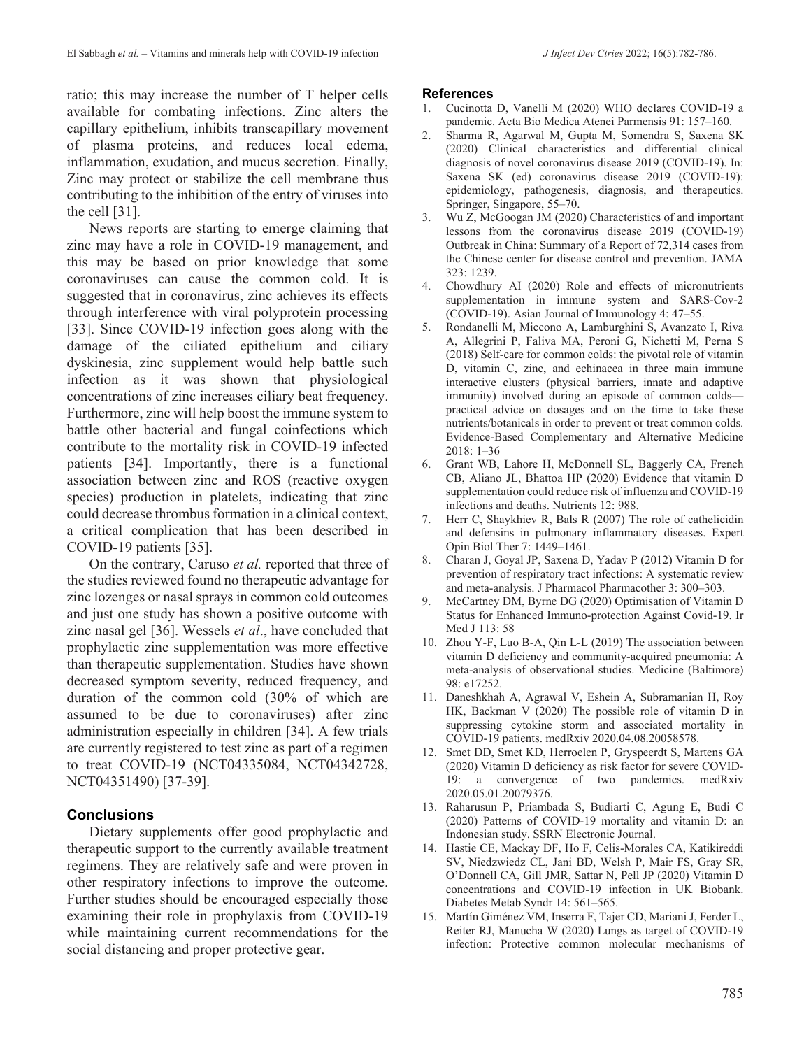ratio; this may increase the number of T helper cells available for combating infections. Zinc alters the capillary epithelium, inhibits transcapillary movement of plasma proteins, and reduces local edema, inflammation, exudation, and mucus secretion. Finally, Zinc may protect or stabilize the cell membrane thus contributing to the inhibition of the entry of viruses into the cell [31].

News reports are starting to emerge claiming that zinc may have a role in COVID-19 management, and this may be based on prior knowledge that some coronaviruses can cause the common cold. It is suggested that in coronavirus, zinc achieves its effects through interference with viral polyprotein processing [33]. Since COVID-19 infection goes along with the damage of the ciliated epithelium and ciliary dyskinesia, zinc supplement would help battle such infection as it was shown that physiological concentrations of zinc increases ciliary beat frequency. Furthermore, zinc will help boost the immune system to battle other bacterial and fungal coinfections which contribute to the mortality risk in COVID-19 infected patients [34]. Importantly, there is a functional association between zinc and ROS (reactive oxygen species) production in platelets, indicating that zinc could decrease thrombus formation in a clinical context, a critical complication that has been described in COVID-19 patients [35].

On the contrary, Caruso *et al.* reported that three of the studies reviewed found no therapeutic advantage for zinc lozenges or nasal sprays in common cold outcomes and just one study has shown a positive outcome with zinc nasal gel [36]. Wessels *et al*., have concluded that prophylactic zinc supplementation was more effective than therapeutic supplementation. Studies have shown decreased symptom severity, reduced frequency, and duration of the common cold (30% of which are assumed to be due to coronaviruses) after zinc administration especially in children [34]. A few trials are currently registered to test zinc as part of a regimen to treat COVID-19 (NCT04335084, NCT04342728, NCT04351490) [37-39].

## Conclusions

Dietary supplements offer good prophylactic and therapeutic support to the currently available treatment regimens. They are relatively safe and were proven in other respiratory infections to improve the outcome. Further studies should be encouraged especially those examining their role in prophylaxis from COVID-19 while maintaining current recommendations for the social distancing and proper protective gear.

## References

1. Cucinotta D, Vanelli M (2020) WHO declares COVID-19 a pandemic. Acta Bio Medica Atenei Parmensis 91: 157–160.
2. Sharma R, Agarwal M, Gupta M, Somendra S, Saxena SK (2020) Clinical characteristics and differential clinical diagnosis of novel coronavirus disease 2019 (COVID-19). In: Saxena SK (ed) coronavirus disease 2019 (COVID-19): epidemiology, pathogenesis, diagnosis, and therapeutics. Springer, Singapore, 55–70.
3. Wu Z, McGoogan JM (2020) Characteristics of and important lessons from the coronavirus disease 2019 (COVID-19) Outbreak in China: Summary of a Report of 72,314 cases from the Chinese center for disease control and prevention. JAMA 323: 1239.
4. Chowdhury AI (2020) Role and effects of micronutrients supplementation in immune system and SARS-Cov-2 (COVID-19). Asian Journal of Immunology 4: 47–55.
5. Rondanelli M, Miccono A, Lamburghini S, Avanzato I, Riva A, Allegrini P, Faliva MA, Peroni G, Nichetti M, Perna S (2018) Self-care for common colds: the pivotal role of vitamin D, vitamin C, zinc, and echinacea in three main immune interactive clusters (physical barriers, innate and adaptive immunity) involved during an episode of common colds—practical advice on dosages and on the time to take these nutrients/botanicals in order to prevent or treat common colds. Evidence-Based Complementary and Alternative Medicine 2018: 1–36
6. Grant WB, Lahore H, McDonnell SL, Baggerly CA, French CB, Aliano JL, Bhattoa HP (2020) Evidence that vitamin D supplementation could reduce risk of influenza and COVID-19 infections and deaths. Nutrients 12: 988.
7. Herr C, Shaykhiev R, Bals R (2007) The role of cathelicidin and defensins in pulmonary inflammatory diseases. Expert Opin Biol Ther 7: 1449–1461.
8. Charan J, Goyal JP, Saxena D, Yadav P (2012) Vitamin D for prevention of respiratory tract infections: A systematic review and meta-analysis. J Pharmacol Pharmacother 3: 300–303.
9. McCartney DM, Byrne DG (2020) Optimisation of Vitamin D Status for Enhanced Immuno-protection Against Covid-19. Ir Med J 113: 58
10. Zhou Y-F, Luo B-A, Qin L-L (2019) The association between vitamin D deficiency and community-acquired pneumonia: A meta-analysis of observational studies. Medicine (Baltimore) 98: e17252.
11. Daneshkhah A, Agrawal V, Eshein A, Subramanian H, Roy HK, Backman V (2020) The possible role of vitamin D in suppressing cytokine storm and associated mortality in COVID-19 patients. medRxiv 2020.04.08.20058578.
12. Smet DD, Smet KD, Herroelen P, Gryspeerdt S, Martens GA (2020) Vitamin D deficiency as risk factor for severe COVID-19: a convergence of two pandemics. medRxiv 2020.05.01.20079376.
13. Raharusun P, Priambada S, Budiarti C, Agung E, Budi C (2020) Patterns of COVID-19 mortality and vitamin D: an Indonesian study. SSRN Electronic Journal.
14. Hastie CE, Mackay DF, Ho F, Celis-Morales CA, Katikireddi SV, Niedzwiedz CL, Jani BD, Welsh P, Mair FS, Gray SR, O'Donnell CA, Gill JMR, Sattar N, Pell JP (2020) Vitamin D concentrations and COVID-19 infection in UK Biobank. Diabetes Metab Syndr 14: 561–565.
15. Martín Giménez VM, Inserra F, Tajer CD, Mariani J, Ferder L, Reiter RJ, Manucha W (2020) Lungs as target of COVID-19 infection: Protective common molecular mechanisms of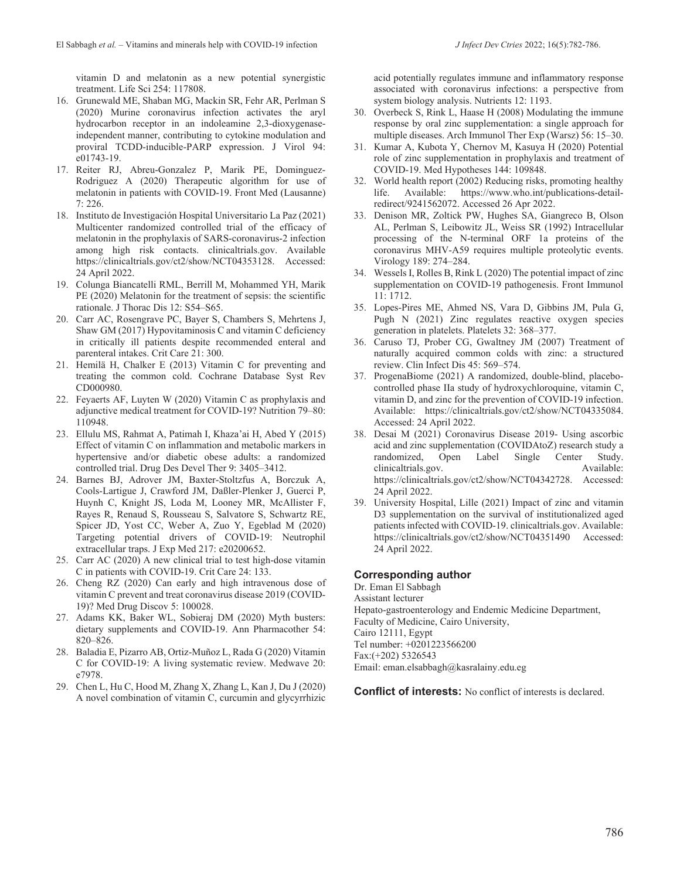vitamin D and melatonin as a new potential synergistic treatment. Life Sci 254: 117808.

16. Grunewald ME, Shaban MG, Mackin SR, Fehr AR, Perlman S (2020) Murine coronavirus infection activates the aryl hydrocarbon receptor in an indoleamine 2,3-dioxygenase-independent manner, contributing to cytokine modulation and proviral TCDD-inducible-PARP expression. J Virol 94: e01743-19.
17. Reiter RJ, Abreu-Gonzalez P, Marik PE, Dominguez-Rodriguez A (2020) Therapeutic algorithm for use of melatonin in patients with COVID-19. Front Med (Lausanne) 7: 226.
18. Instituto de Investigación Hospital Universitario La Paz (2021) Multicenter randomized controlled trial of the efficacy of melatonin in the prophylaxis of SARS-coronavirus-2 infection among high risk contacts. clinicaltrials.gov. Available https://clinicaltrials.gov/ct2/show/NCT04353128. Accessed: 24 April 2022.
19. Colunga Biancatelli RML, Berrill M, Mohammed YH, Marik PE (2020) Melatonin for the treatment of sepsis: the scientific rationale. J Thorac Dis 12: S54–S65.
20. Carr AC, Rosengrave PC, Bayer S, Chambers S, Mehrtens J, Shaw GM (2017) Hypovitaminosis C and vitamin C deficiency in critically ill patients despite recommended enteral and parenteral intakes. Crit Care 21: 300.
21. Hemilä H, Chalker E (2013) Vitamin C for preventing and treating the common cold. Cochrane Database Syst Rev CD000980.
22. Feyaerts AF, Luyten W (2020) Vitamin C as prophylaxis and adjunctive medical treatment for COVID-19? Nutrition 79–80: 110948.
23. Ellulu MS, Rahmat A, Patimah I, Khaza'ai H, Abed Y (2015) Effect of vitamin C on inflammation and metabolic markers in hypertensive and/or diabetic obese adults: a randomized controlled trial. Drug Des Devel Ther 9: 3405–3412.
24. Barnes BJ, Adrover JM, Baxter-Stoltzfus A, Borczuk A, Cools-Lartigue J, Crawford JM, Daßler-Plenker J, Guerci P, Huynh C, Knight JS, Loda M, Looney MR, McAllister F, Rayes R, Renaud S, Rousseau S, Salvatore S, Schwartz RE, Spicer JD, Yost CC, Weber A, Zuo Y, Egeblad M (2020) Targeting potential drivers of COVID-19: Neutrophil extracellular traps. J Exp Med 217: e20200652.
25. Carr AC (2020) A new clinical trial to test high-dose vitamin C in patients with COVID-19. Crit Care 24: 133.
26. Cheng RZ (2020) Can early and high intravenous dose of vitamin C prevent and treat coronavirus disease 2019 (COVID-19)? Med Drug Discov 5: 100028.
27. Adams KK, Baker WL, Sobieraj DM (2020) Myth busters: dietary supplements and COVID-19. Ann Pharmacother 54: 820–826.
28. Baladia E, Pizarro AB, Ortiz-Muñoz L, Rada G (2020) Vitamin C for COVID-19: A living systematic review. Medwave 20: e7978.
29. Chen L, Hu C, Hood M, Zhang X, Zhang L, Kan J, Du J (2020) A novel combination of vitamin C, curcumin and glycyrrhizic acid potentially regulates immune and inflammatory response associated with coronavirus infections: a perspective from system biology analysis. Nutrients 12: 1193.
30. Overbeck S, Rink L, Haase H (2008) Modulating the immune response by oral zinc supplementation: a single approach for multiple diseases. Arch Immunol Ther Exp (Warsz) 56: 15–30.
31. Kumar A, Kubota Y, Chernov M, Kasuya H (2020) Potential role of zinc supplementation in prophylaxis and treatment of COVID-19. Med Hypotheses 144: 109848.
32. World health report (2002) Reducing risks, promoting healthy life. Available: https://www.who.int/publications-detail-redirect/9241562072. Accessed 26 Apr 2022.
33. Denison MR, Zoltick PW, Hughes SA, Giangreco B, Olson AL, Perlman S, Leibowitz JL, Weiss SR (1992) Intracellular processing of the N-terminal ORF 1a proteins of the coronavirus MHV-A59 requires multiple proteolytic events. Virology 189: 274–284.
34. Wessels I, Rolles B, Rink L (2020) The potential impact of zinc supplementation on COVID-19 pathogenesis. Front Immunol 11: 1712.
35. Lopes-Pires ME, Ahmed NS, Vara D, Gibbins JM, Pula G, Pugh N (2021) Zinc regulates reactive oxygen species generation in platelets. Platelets 32: 368–377.
36. Caruso TJ, Prober CG, Gwaltney JM (2007) Treatment of naturally acquired common colds with zinc: a structured review. Clin Infect Dis 45: 569–574.
37. ProgenaBiome (2021) A randomized, double-blind, placebo-controlled phase IIa study of hydroxychloroquine, vitamin C, vitamin D, and zinc for the prevention of COVID-19 infection. Available: https://clinicaltrials.gov/ct2/show/NCT04335084. Accessed: 24 April 2022.
38. Desai M (2021) Coronavirus Disease 2019- Using ascorbic acid and zinc supplementation (COVIDAtoZ) research study a randomized, Open Label Single Center Study. clinicaltrials.gov. Available: https://clinicaltrials.gov/ct2/show/NCT04342728. Accessed: 24 April 2022.
39. University Hospital, Lille (2021) Impact of zinc and vitamin D3 supplementation on the survival of institutionalized aged patients infected with COVID-19. clinicaltrials.gov. Available: https://clinicaltrials.gov/ct2/show/NCT04351490 Accessed: 24 April 2022.

## Corresponding author

Dr. Eman El Sabbagh
Assistant lecturer
Hepato-gastroenterology and Endemic Medicine Department,
Faculty of Medicine, Cairo University,
Cairo 12111, Egypt
Tel number: +0201223566200
Fax:(+202) 5326543
Email: eman.elsabbagh@kasralainy.edu.eg

**Conflict of interests:** No conflict of interests is declared.